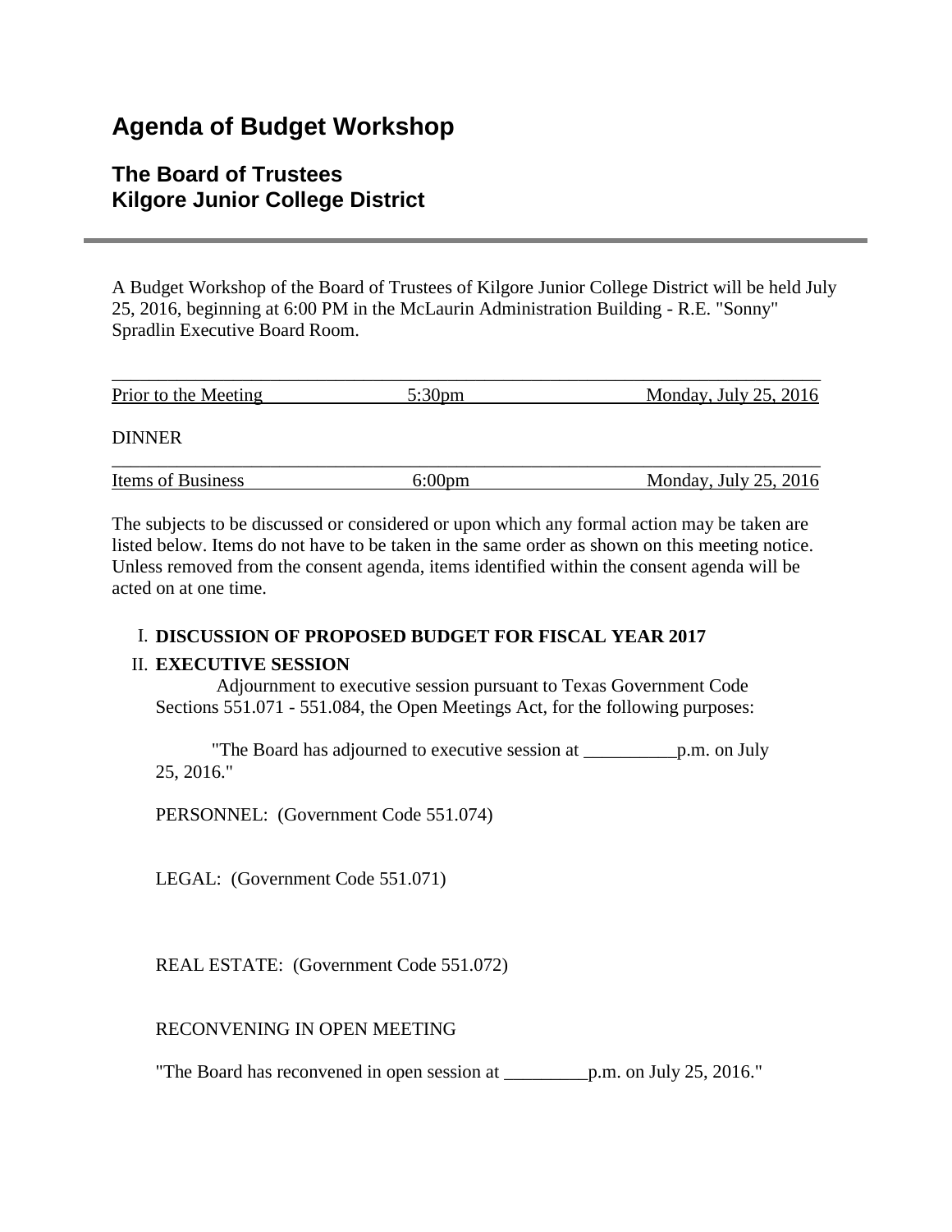# Agenda of Budget Workshop

## The Board of Trustees
## Kilgore Junior College District

A Budget Workshop of the Board of Trustees of Kilgore Junior College District will be held July 25, 2016, beginning at 6:00 PM in the McLaurin Administration Building - R.E. "Sonny" Spradlin Executive Board Room.

| Prior to the Meeting | 5:30pm | Monday, July 25, 2016 |
|---|---|---|

DINNER

| Items of Business | 6:00pm | Monday, July 25, 2016 |
|---|---|---|

The subjects to be discussed or considered or upon which any formal action may be taken are listed below. Items do not have to be taken in the same order as shown on this meeting notice. Unless removed from the consent agenda, items identified within the consent agenda will be acted on at one time.

I. **DISCUSSION OF PROPOSED BUDGET FOR FISCAL YEAR 2017**

II. **EXECUTIVE SESSION**

Adjournment to executive session pursuant to Texas Government Code Sections 551.071 - 551.084, the Open Meetings Act, for the following purposes:

"The Board has adjourned to executive session at __________p.m. on July 25, 2016."

PERSONNEL: (Government Code 551.074)

LEGAL: (Government Code 551.071)

REAL ESTATE: (Government Code 551.072)

RECONVENING IN OPEN MEETING

"The Board has reconvened in open session at _________p.m. on July 25, 2016."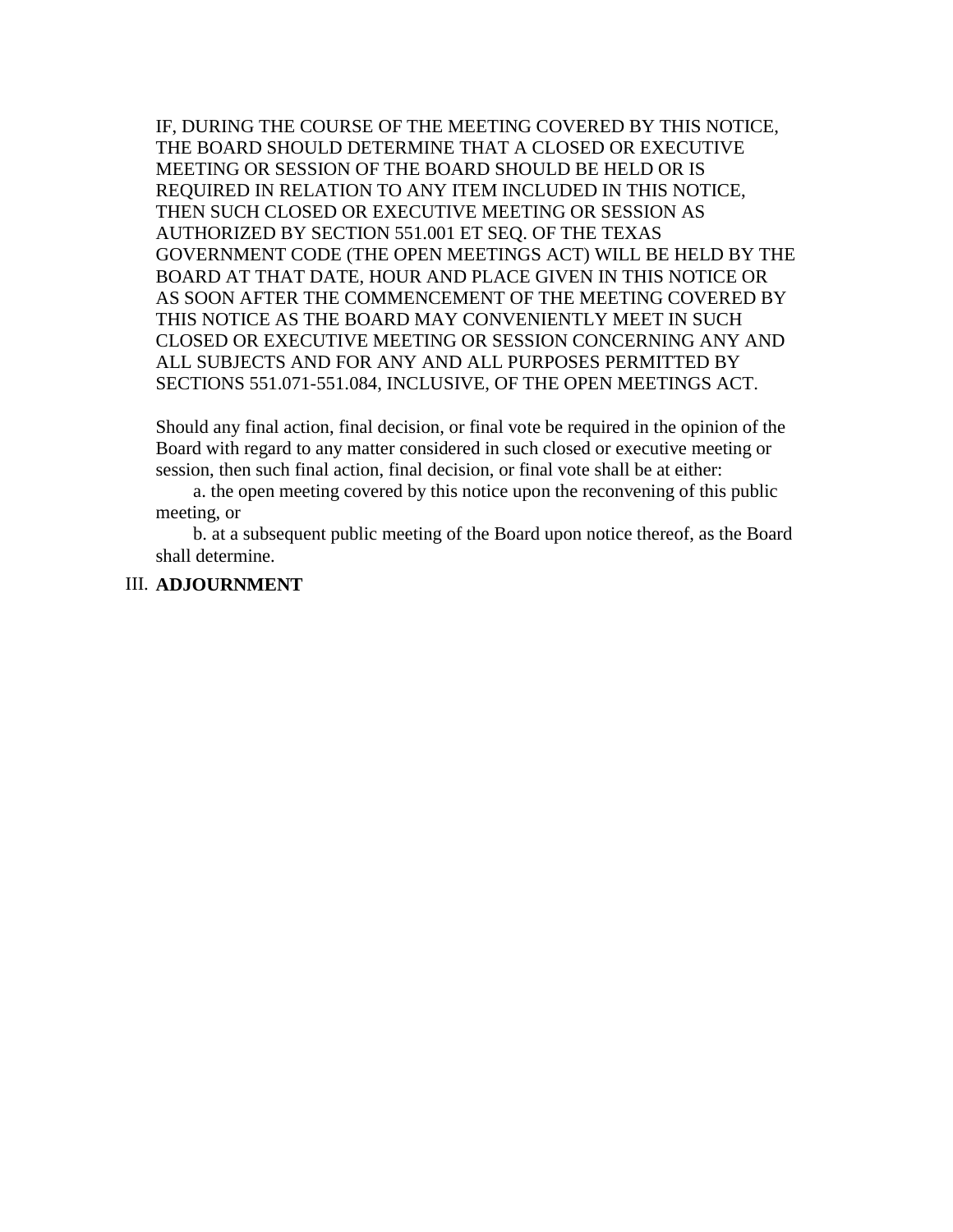IF, DURING THE COURSE OF THE MEETING COVERED BY THIS NOTICE, THE BOARD SHOULD DETERMINE THAT A CLOSED OR EXECUTIVE MEETING OR SESSION OF THE BOARD SHOULD BE HELD OR IS REQUIRED IN RELATION TO ANY ITEM INCLUDED IN THIS NOTICE, THEN SUCH CLOSED OR EXECUTIVE MEETING OR SESSION AS AUTHORIZED BY SECTION 551.001 ET SEQ. OF THE TEXAS GOVERNMENT CODE (THE OPEN MEETINGS ACT) WILL BE HELD BY THE BOARD AT THAT DATE, HOUR AND PLACE GIVEN IN THIS NOTICE OR AS SOON AFTER THE COMMENCEMENT OF THE MEETING COVERED BY THIS NOTICE AS THE BOARD MAY CONVENIENTLY MEET IN SUCH CLOSED OR EXECUTIVE MEETING OR SESSION CONCERNING ANY AND ALL SUBJECTS AND FOR ANY AND ALL PURPOSES PERMITTED BY SECTIONS 551.071-551.084, INCLUSIVE, OF THE OPEN MEETINGS ACT.

Should any final action, final decision, or final vote be required in the opinion of the Board with regard to any matter considered in such closed or executive meeting or session, then such final action, final decision, or final vote shall be at either:

a. the open meeting covered by this notice upon the reconvening of this public meeting, or

b. at a subsequent public meeting of the Board upon notice thereof, as the Board shall determine.

III. **ADJOURNMENT**